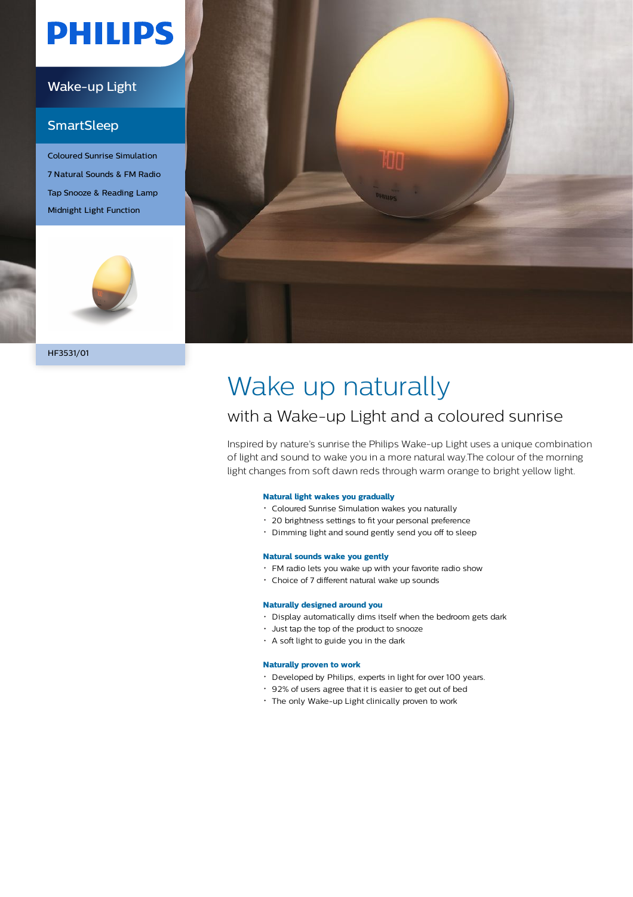PHILIPS

Wake-up Light

SmartSleep

Coloured Sunrise Simulation
7 Natural Sounds & FM Radio
Tap Snooze & Reading Lamp
Midnight Light Function

HF3531/01

# Wake up naturally

## with a Wake-up Light and a coloured sunrise

Inspired by nature's sunrise the Philips Wake-up Light uses a unique combination of light and sound to wake you in a more natural way.The colour of the morning light changes from soft dawn reds through warm orange to bright yellow light.

**Natural light wakes you gradually**

- Coloured Sunrise Simulation wakes you naturally
- 20 brightness settings to fit your personal preference
- Dimming light and sound gently send you off to sleep

**Natural sounds wake you gently**

- FM radio lets you wake up with your favorite radio show
- Choice of 7 different natural wake up sounds

**Naturally designed around you**

- Display automatically dims itself when the bedroom gets dark
- Just tap the top of the product to snooze
- A soft light to guide you in the dark

**Naturally proven to work**

- Developed by Philips, experts in light for over 100 years.
- 92% of users agree that it is easier to get out of bed
- The only Wake-up Light clinically proven to work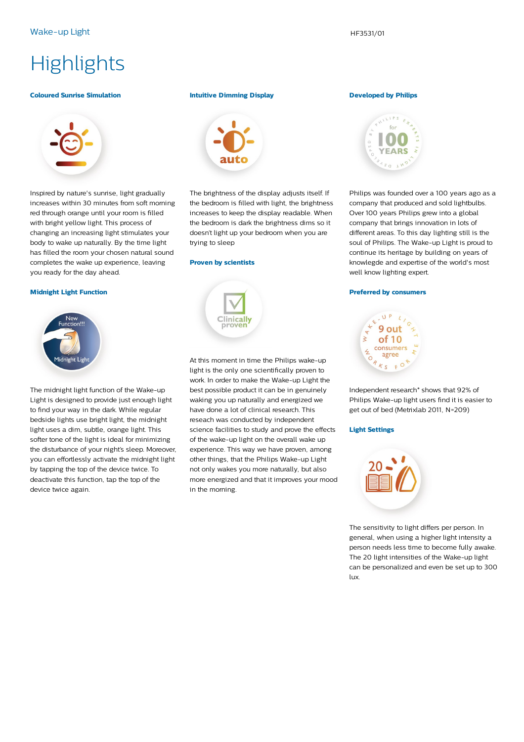# Highlights

### Coloured Sunrise Simulation

Inspired by nature's sunrise, light gradually increases within 30 minutes from soft morning red through orange until your room is filled with bright yellow light. This process of changing an increasing light stimulates your body to wake up naturally. By the time light has filled the room your chosen natural sound completes the wake up experience, leaving you ready for the day ahead.

### Midnight Light Function

The midnight light function of the Wake-up Light is designed to provide just enough light to find your way in the dark. While regular bedside lights use bright light, the midnight light uses a dim, subtle, orange light. This softer tone of the light is ideal for minimizing the disturbance of your night's sleep. Moreover, you can effortlessly activate the midnight light by tapping the top of the device twice. To deactivate this function, tap the top of the device twice again.

### Intuitive Dimming Display

The brightness of the display adjusts itself. If the bedroom is filled with light, the brightness increases to keep the display readable. When the bedroom is dark the brightness dims so it doesn't light up your bedroom when you are trying to sleep

### Proven by scientists

At this moment in time the Philips wake-up light is the only one scientifically proven to work. In order to make the Wake-up Light the best possible product it can be in genuinely waking you up naturally and energized we have done a lot of clinical research. This reseach was conducted by independent science facilities to study and prove the effects of the wake-up light on the overall wake up experience. This way we have proven, among other things, that the Philips Wake-up Light not only wakes you more naturally, but also more energized and that it improves your mood in the morning.

### Developed by Philips

Philips was founded over a 100 years ago as a company that produced and sold lightbulbs. Over 100 years Philips grew into a global company that brings innovation in lots of different areas. To this day lighting still is the soul of Philips. The Wake-up Light is proud to continue its heritage by building on years of knowlegde and expertise of the world's most well know lighting expert.

### Preferred by consumers

Independent research* shows that 92% of Philips Wake-up light users find it is easier to get out of bed (Metrixlab 2011, N=209)

### Light Settings

The sensitivity to light differs per person. In general, when using a higher light intensity a person needs less time to become fully awake. The 20 light intensities of the Wake-up light can be personalized and even be set up to 300 lux.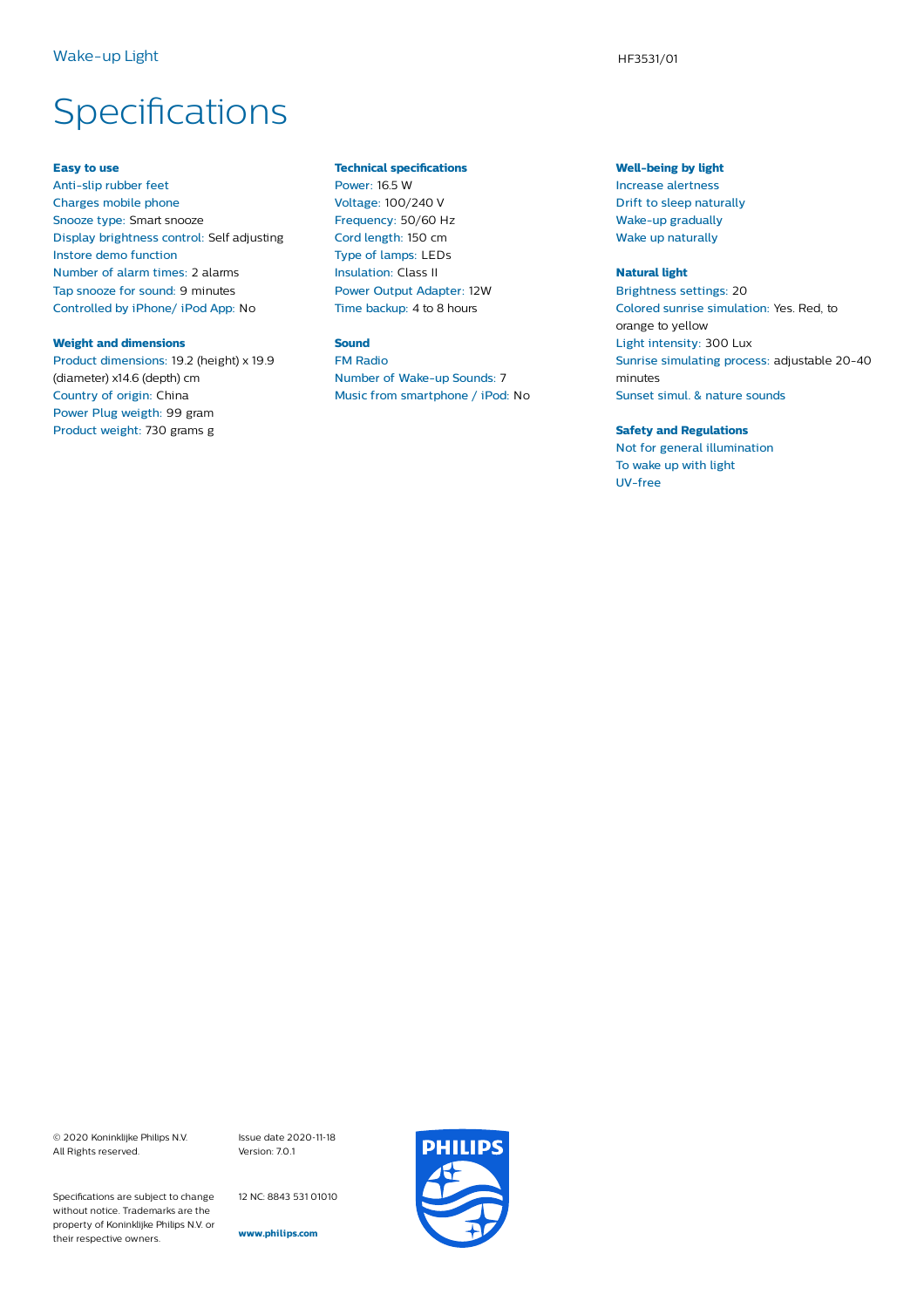# Specifications

### Easy to use

- Anti-slip rubber feet
- Charges mobile phone
- Snooze type: Smart snooze
- Display brightness control: Self adjusting
- Instore demo function
- Number of alarm times: 2 alarms
- Tap snooze for sound: 9 minutes
- Controlled by iPhone/ iPod App: No

### Weight and dimensions

- Product dimensions: 19.2 (height) x 19.9 (diameter) x14.6 (depth) cm
- Country of origin: China
- Power Plug weigth: 99 gram
- Product weight: 730 grams g

### Technical specifications

- Power: 16.5 W
- Voltage: 100/240 V
- Frequency: 50/60 Hz
- Cord length: 150 cm
- Type of lamps: LEDs
- Insulation: Class II
- Power Output Adapter: 12W
- Time backup: 4 to 8 hours

### Sound

- FM Radio
- Number of Wake-up Sounds: 7
- Music from smartphone / iPod: No

### Well-being by light

- Increase alertness
- Drift to sleep naturally
- Wake-up gradually
- Wake up naturally

### Natural light

- Brightness settings: 20
- Colored sunrise simulation: Yes. Red, to orange to yellow
- Light intensity: 300 Lux
- Sunrise simulating process: adjustable 20-40 minutes
- Sunset simul. & nature sounds

### Safety and Regulations

- Not for general illumination
- To wake up with light
- UV-free

© 2020 Koninklijke Philips N.V.
All Rights reserved.

Specifications are subject to change without notice. Trademarks are the property of Koninklijke Philips N.V. or their respective owners.

Issue date 2020-11-18
Version: 7.0.1

12 NC: 8843 531 01010

**www.philips.com**